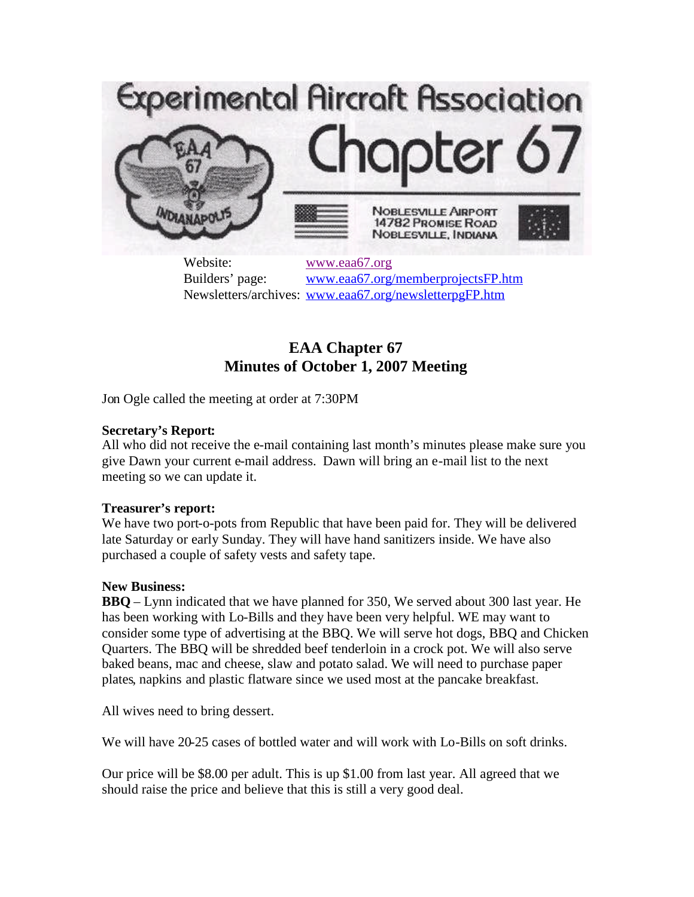# Experimental Aircraft Association Chapter 67

NOBLESVILLE AIRPORT
14782 PROMISE ROAD
NOBLESVILLE, INDIANA

Website: www.eaa67.org
Builders' page: www.eaa67.org/memberprojectsFP.htm
Newsletters/archives: www.eaa67.org/newsletterpgFP.htm

## EAA Chapter 67
## Minutes of October 1, 2007 Meeting

Jon Ogle called the meeting at order at 7:30PM

**Secretary's Report:**
All who did not receive the e-mail containing last month's minutes please make sure you give Dawn your current e-mail address. Dawn will bring an e-mail list to the next meeting so we can update it.

**Treasurer's report:**
We have two port-o-pots from Republic that have been paid for. They will be delivered late Saturday or early Sunday. They will have hand sanitizers inside. We have also purchased a couple of safety vests and safety tape.

**New Business:**
**BBQ** – Lynn indicated that we have planned for 350, We served about 300 last year. He has been working with Lo-Bills and they have been very helpful. WE may want to consider some type of advertising at the BBQ. We will serve hot dogs, BBQ and Chicken Quarters. The BBQ will be shredded beef tenderloin in a crock pot. We will also serve baked beans, mac and cheese, slaw and potato salad. We will need to purchase paper plates, napkins and plastic flatware since we used most at the pancake breakfast.

All wives need to bring dessert.

We will have 20-25 cases of bottled water and will work with Lo-Bills on soft drinks.

Our price will be $8.00 per adult. This is up $1.00 from last year. All agreed that we should raise the price and believe that this is still a very good deal.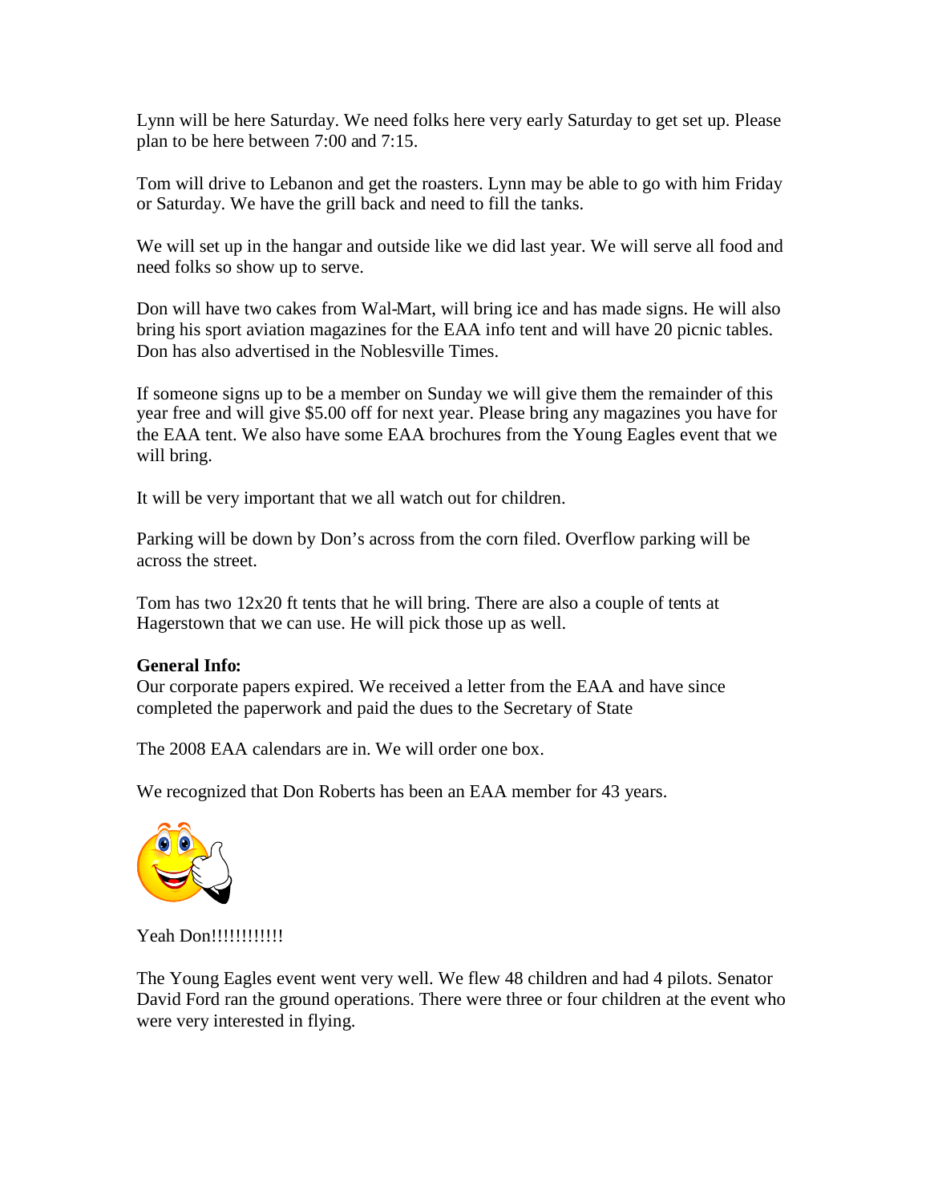Lynn will be here Saturday. We need folks here very early Saturday to get set up. Please plan to be here between 7:00 and 7:15.

Tom will drive to Lebanon and get the roasters. Lynn may be able to go with him Friday or Saturday. We have the grill back and need to fill the tanks.

We will set up in the hangar and outside like we did last year. We will serve all food and need folks so show up to serve.

Don will have two cakes from Wal-Mart, will bring ice and has made signs. He will also bring his sport aviation magazines for the EAA info tent and will have 20 picnic tables. Don has also advertised in the Noblesville Times.

If someone signs up to be a member on Sunday we will give them the remainder of this year free and will give $5.00 off for next year. Please bring any magazines you have for the EAA tent. We also have some EAA brochures from the Young Eagles event that we will bring.

It will be very important that we all watch out for children.

Parking will be down by Don's across from the corn filed. Overflow parking will be across the street.

Tom has two 12x20 ft tents that he will bring. There are also a couple of tents at Hagerstown that we can use. He will pick those up as well.

**General Info:**
Our corporate papers expired. We received a letter from the EAA and have since completed the paperwork and paid the dues to the Secretary of State

The 2008 EAA calendars are in. We will order one box.

We recognized that Don Roberts has been an EAA member for 43 years.

Yeah Don!!!!!!!!!!!!

The Young Eagles event went very well. We flew 48 children and had 4 pilots. Senator David Ford ran the ground operations. There were three or four children at the event who were very interested in flying.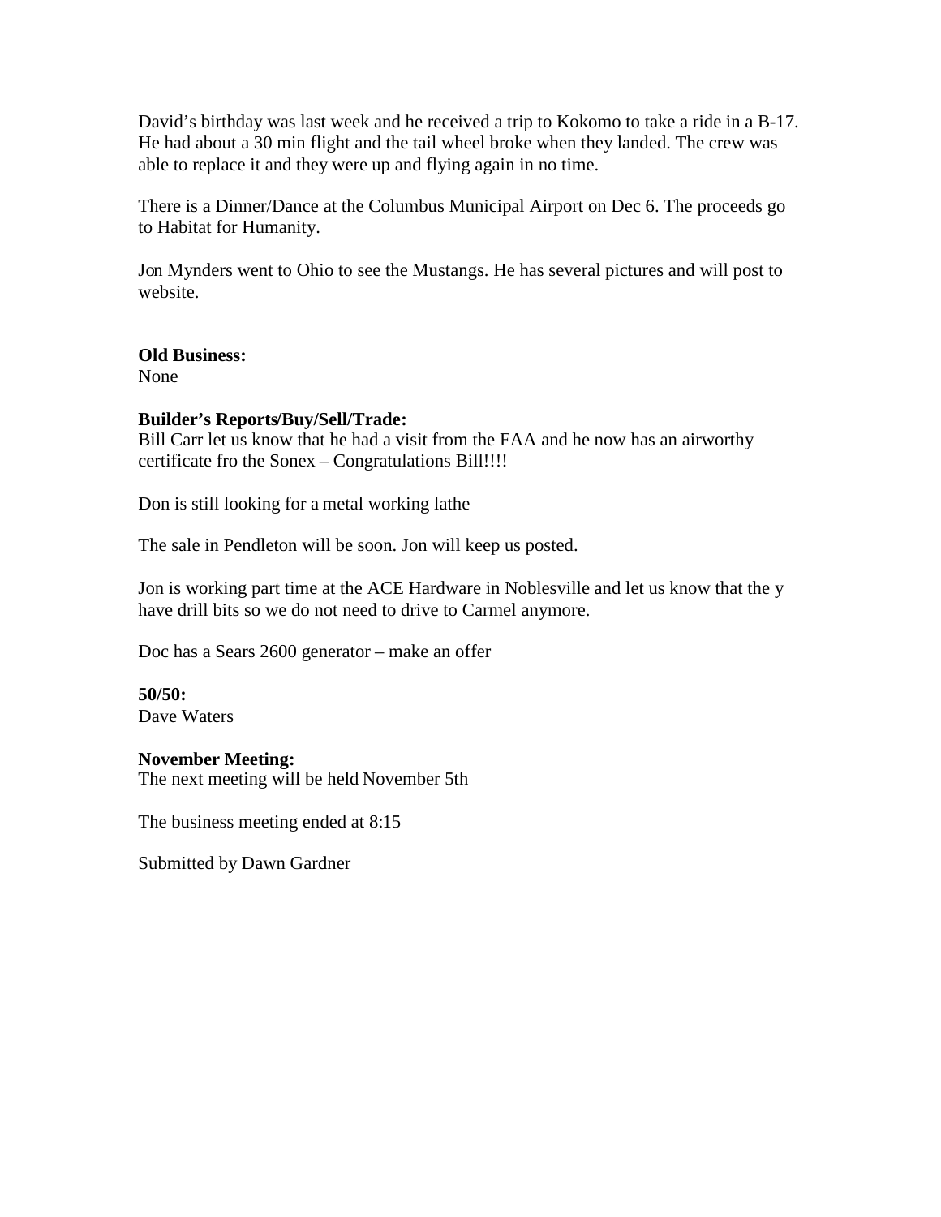David's birthday was last week and he received a trip to Kokomo to take a ride in a B-17. He had about a 30 min flight and the tail wheel broke when they landed. The crew was able to replace it and they were up and flying again in no time.

There is a Dinner/Dance at the Columbus Municipal Airport on Dec 6. The proceeds go to Habitat for Humanity.

Jon Mynders went to Ohio to see the Mustangs. He has several pictures and will post to website.

**Old Business:**
None

**Builder's Reports/Buy/Sell/Trade:**
Bill Carr let us know that he had a visit from the FAA and he now has an airworthy certificate fro the Sonex – Congratulations Bill!!!!

Don is still looking for a metal working lathe

The sale in Pendleton will be soon. Jon will keep us posted.

Jon is working part time at the ACE Hardware in Noblesville and let us know that the y have drill bits so we do not need to drive to Carmel anymore.

Doc has a Sears 2600 generator – make an offer

**50/50:**
Dave Waters

**November Meeting:**
The next meeting will be held November 5th

The business meeting ended at 8:15

Submitted by Dawn Gardner